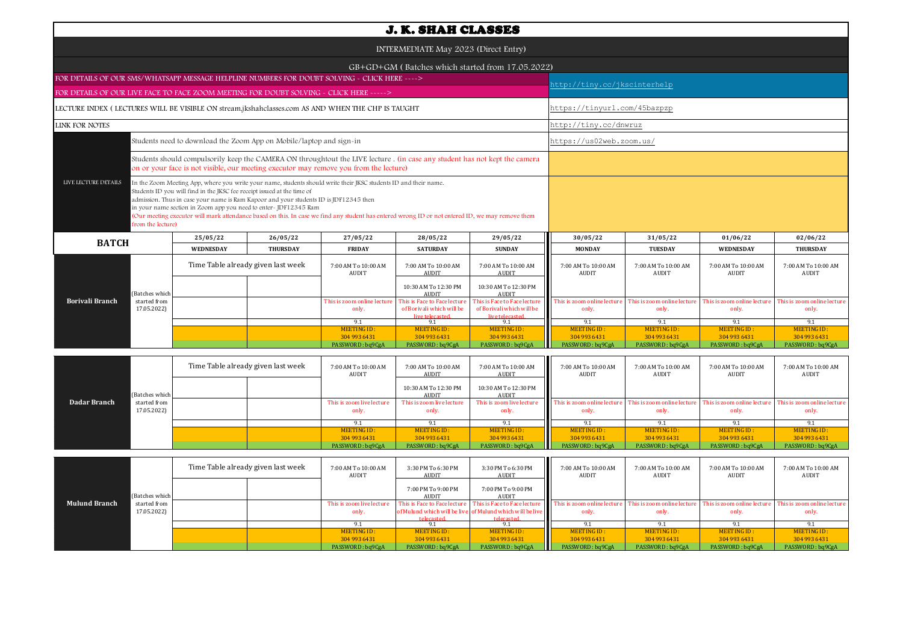# J. K. SHAH CLASSES

INTERMEDIATE May 2023 (Direct Entry)

GB+GD+GM ( Batches which started from 17.05.2022)

| | |
|---|---|
| FOR DETAILS OF OUR SMS/WHATSAPP MESSAGE HELPLINE NUMBERS FOR DOUBT SOLVING - CLICK HERE ----> | http://tiny.cc/jkscinterhelp |
| FOR DETAILS OF OUR LIVE FACE TO FACE ZOOM MEETING FOR DOUBT SOLVING - CLICK HERE -----> | http://tiny.cc/jkscinterhelp |
| LECTURE INDEX ( LECTURES WILL BE VISIBLE ON stream.jkshahclasses.com AS AND WHEN THE CHP IS TAUGHT | https://tinyurl.com/45bazpzp |
| LINK FOR NOTES | http://tiny.cc/dnwruz |

**LIVE LECTURE DETAILS**

- Students need to download the Zoom App on Mobile/laptop and sign-in — https://us02web.zoom.us/
- Students should compulsorily keep the CAMERA ON throughtout the LIVE lecture . (in case any student has not kept the camera on or your face is not visible, our meeting executor may remove you from the lecture)
- In the Zoom Meeting App, where you write your name, students should write their JKSC students ID and their name. Students ID you will find in the JKSC fee receipt issued at the time of admission. Thus in case your name is Ram Kapoor and your students ID is JDF12345 then in your name section in Zoom app you need to enter- JDF12345 Ram (Our meeting executor will mark attendance based on this. In case we find any student has entered wrong ID or not entered ID, we may remove them from the lecture)

| BATCH | | 25/05/22 WEDNESDAY | 26/05/22 THURSDAY | 27/05/22 FRIDAY | 28/05/22 SATURDAY | 29/05/22 SUNDAY | 30/05/22 MONDAY | 31/05/22 TUESDAY | 01/06/22 WEDNESDAY | 02/06/22 THURSDAY |
|---|---|---|---|---|---|---|---|---|---|---|
| **Borivali Branch** | (Batches which started from 17.05.2022) | Time Table already given last week | | 7:00 AM To 10:00 AM AUDIT | 7:00 AM To 10:00 AM AUDIT | 7:00 AM To 10:00 AM AUDIT | 7:00 AM To 10:00 AM AUDIT | 7:00 AM To 10:00 AM AUDIT | 7:00 AM To 10:00 AM AUDIT | 7:00 AM To 10:00 AM AUDIT |
| | | | | | 10:30 AM To 12:30 PM AUDIT | 10:30 AM To 12:30 PM AUDIT | | | | |
| | | | | This is zoom online lecture only. | This is Face to Face lecture of Borivali which will be live telecasted. | This is Face to Face lecture of Borivali which will be live telecasted. | This is zoom online lecture only. | This is zoom online lecture only. | This is zoom online lecture only. | This is zoom online lecture only. |
| | | | | 9.1 | 9.1 | 9.1 | 9.1 | 9.1 | 9.1 | 9.1 |
| | | | | MEETING ID : 304 993 6431 | MEETING ID : 304 993 6431 | MEETING ID : 304 993 6431 | MEETING ID : 304 993 6431 | MEETING ID : 304 993 6431 | MEETING ID : 304 993 6431 | MEETING ID : 304 993 6431 |
| | | | | PASSWORD : bq9CgA | PASSWORD : bq9CgA | PASSWORD : bq9CgA | PASSWORD : bq9CgA | PASSWORD : bq9CgA | PASSWORD : bq9CgA | PASSWORD : bq9CgA |
| **Dadar Branch** | (Batches which started from 17.05.2022) | Time Table already given last week | | 7:00 AM To 10:00 AM AUDIT | 7:00 AM To 10:00 AM AUDIT | 7:00 AM To 10:00 AM AUDIT | 7:00 AM To 10:00 AM AUDIT | 7:00 AM To 10:00 AM AUDIT | 7:00 AM To 10:00 AM AUDIT | 7:00 AM To 10:00 AM AUDIT |
| | | | | | 10:30 AM To 12:30 PM AUDIT | 10:30 AM To 12:30 PM AUDIT | | | | |
| | | | | This is zoom live lecture only. | This is zoom live lecture only. | This is zoom live lecture only. | This is zoom online lecture only. | This is zoom online lecture only. | This is zoom online lecture only. | This is zoom online lecture only. |
| | | | | 9.1 | 9.1 | 9.1 | 9.1 | 9.1 | 9.1 | 9.1 |
| | | | | MEETING ID : 304 993 6431 | MEETING ID : 304 993 6431 | MEETING ID : 304 993 6431 | MEETING ID : 304 993 6431 | MEETING ID : 304 993 6431 | MEETING ID : 304 993 6431 | MEETING ID : 304 993 6431 |
| | | | | PASSWORD : bq9CgA | PASSWORD : bq9CgA | PASSWORD : bq9CgA | PASSWORD : bq9CgA | PASSWORD : bq9CgA | PASSWORD : bq9CgA | PASSWORD : bq9CgA |
| **Mulund Branch** | (Batches which started from 17.05.2022) | Time Table already given last week | | 7:00 AM To 10:00 AM AUDIT | 3:30 PM To 6:30 PM AUDIT | 3:30 PM To 6:30 PM AUDIT | 7:00 AM To 10:00 AM AUDIT | 7:00 AM To 10:00 AM AUDIT | 7:00 AM To 10:00 AM AUDIT | 7:00 AM To 10:00 AM AUDIT |
| | | | | | 7:00 PM To 9:00 PM AUDIT | 7:00 PM To 9:00 PM AUDIT | | | | |
| | | | | This is zoom live lecture only. | This is Face to Face lecture of Mulund which will be live telecasted. | This is Face to Face lecture of Mulund which will be live telecasted. | This is zoom online lecture only. | This is zoom online lecture only. | This is zoom online lecture only. | This is zoom online lecture only. |
| | | | | 9.1 | 9.1 | 9.1 | 9.1 | 9.1 | 9.1 | 9.1 |
| | | | | MEETING ID : 304 993 6431 | MEETING ID : 304 993 6431 | MEETING ID : 304 993 6431 | MEETING ID : 304 993 6431 | MEETING ID : 304 993 6431 | MEETING ID : 304 993 6431 | MEETING ID : 304 993 6431 |
| | | | | PASSWORD : bq9CgA | PASSWORD : bq9CgA | PASSWORD : bq9CgA | PASSWORD : bq9CgA | PASSWORD : bq9CgA | PASSWORD : bq9CgA | PASSWORD : bq9CgA |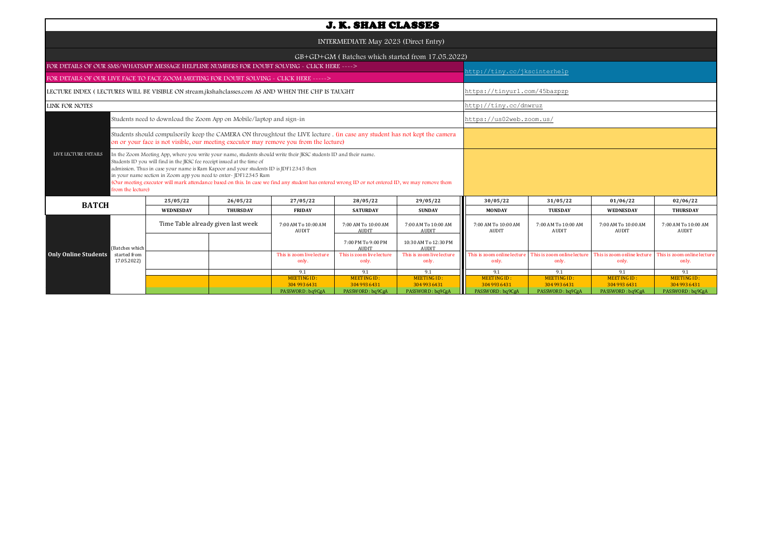# J. K. SHAH CLASSES

INTERMEDIATE May 2023 (Direct Entry)

GB+GD+GM ( Batches which started from 17.05.2022)

| | |
|---|---|
| FOR DETAILS OF OUR SMS/WHATSAPP MESSAGE HELPLINE NUMBERS FOR DOUBT SOLVING - CLICK HERE ----> | http://tiny.cc/jkscinterhelp |
| FOR DETAILS OF OUR LIVE FACE TO FACE ZOOM MEETING FOR DOUBT SOLVING - CLICK HERE -----> | |
| LECTURE INDEX ( LECTURES WILL BE VISIBLE ON stream.jkshahclasses.com AS AND WHEN THE CHP IS TAUGHT | https://tinyurl.com/45bazpzp |
| LINK FOR NOTES | http://tiny.cc/dnwruz |

**LIVE LECTURE DETAILS**

- Students need to download the Zoom App on Mobile/laptop and sign-in — https://us02web.zoom.us/
- Students should compulsorily keep the CAMERA ON throughtout the LIVE lecture . (in case any student has not kept the camera on or your face is not visible, our meeting executor may remove you from the lecture)
- In the Zoom Meeting App, where you write your name, students should write their JKSC students ID and their name. Students ID you will find in the JKSC fee receipt issued at the time of admission. Thus in case your name is Ram Kapoor and your students ID is JDF12345 then in your name section in Zoom app you need to enter- JDF12345 Ram (Our meeting executor will mark attendance based on this. In case we find any student has entered wrong ID or not entered ID, we may remove them from the lecture)

| BATCH | | 25/05/22 | 26/05/22 | 27/05/22 | 28/05/22 | 29/05/22 | 30/05/22 | 31/05/22 | 01/06/22 | 02/06/22 |
|---|---|---|---|---|---|---|---|---|---|---|
| | | WEDNESDAY | THURSDAY | FRIDAY | SATURDAY | SUNDAY | MONDAY | TUESDAY | WEDNESDAY | THURSDAY |
| Only Online Students | (Batches which started from 17.05.2022) | Time Table already given last week | | 7:00 AM To 10:00 AM AUDIT | 7:00 AM To 10:00 AM AUDIT | 7:00 AM To 10:00 AM AUDIT | 7:00 AM To 10:00 AM AUDIT | 7:00 AM To 10:00 AM AUDIT | 7:00 AM To 10:00 AM AUDIT | 7:00 AM To 10:00 AM AUDIT |
| | | | | | 7:00 PM To 9:00 PM AUDIT | 10:30 AM To 12:30 PM AUDIT | | | | |
| | | | | This is zoom live lecture only. | This is zoom live lecture only. | This is zoom live lecture only. | This is zoom online lecture only. | This is zoom online lecture only. | This is zoom online lecture only. | This is zoom online lecture only. |
| | | | | 9.1 | 9.1 | 9.1 | 9.1 | 9.1 | 9.1 | 9.1 |
| | | | | MEETING ID : 304 993 6431 | MEETING ID : 304 993 6431 | MEETING ID : 304 993 6431 | MEETING ID : 304 993 6431 | MEETING ID : 304 993 6431 | MEETING ID : 304 993 6431 | MEETING ID : 304 993 6431 |
| | | | | PASSWORD : bq9CgA | PASSWORD : bq9CgA | PASSWORD : bq9CgA | PASSWORD : bq9CgA | PASSWORD : bq9CgA | PASSWORD : bq9CgA | PASSWORD : bq9CgA |